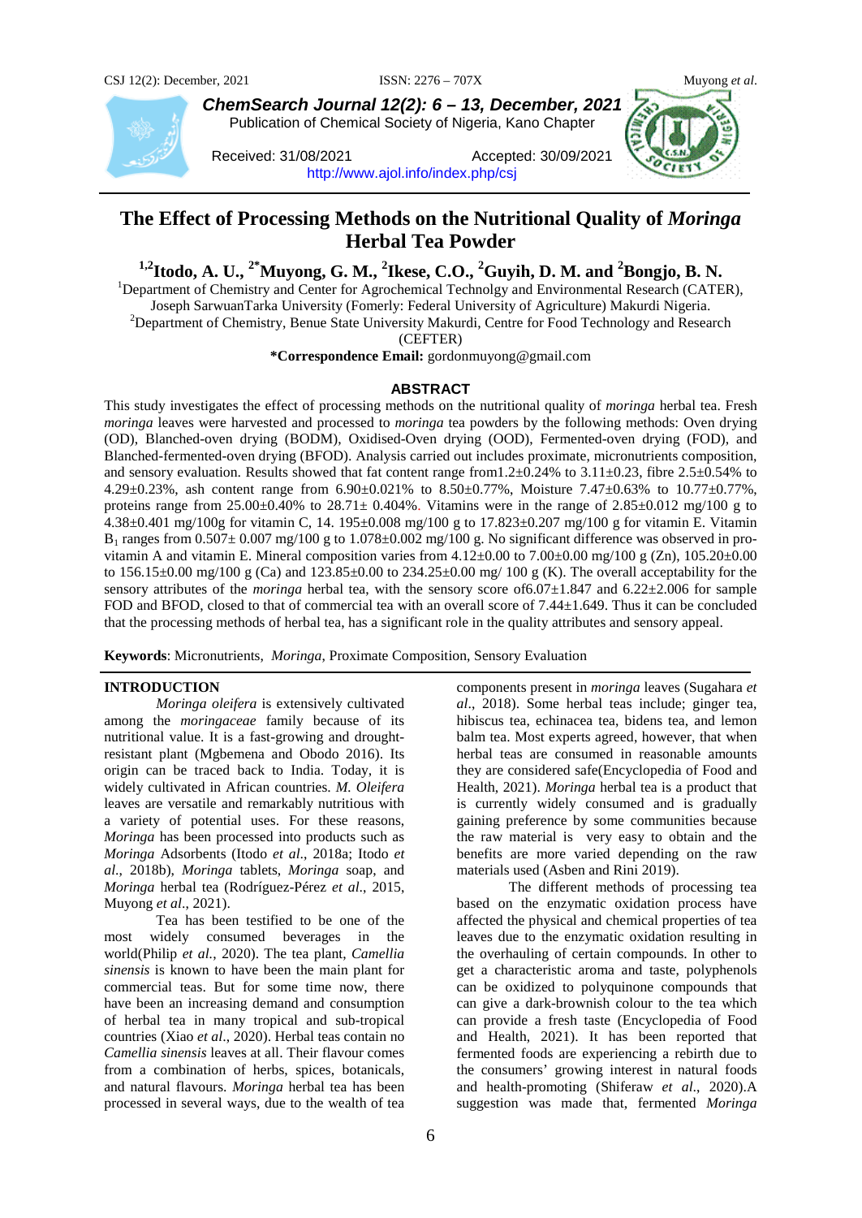# The Effect of Processing Methods on the Nutritional Quality of *Moringa* Herbal Tea Powder

**[1,2]Itodo, A. U., [2*]Muyong, G. M., [2]Ikese, C.O., [2]Guyih, D. M. and [2]Bongjo, B. N.**

[1]Department of Chemistry and Center for Agrochemical Technolgy and Environmental Research (CATER), Joseph SarwuanTarka University (Fomerly: Federal University of Agriculture) Makurdi Nigeria.
[2]Department of Chemistry, Benue State University Makurdi, Centre for Food Technology and Research (CEFTER)

**\*Correspondence Email:** gordonmuyong@gmail.com

Received: 31/08/2021 Accepted: 30/09/2021
http://www.ajol.info/index.php/csj

## ABSTRACT

This study investigates the effect of processing methods on the nutritional quality of *moringa* herbal tea. Fresh *moringa* leaves were harvested and processed to *moringa* tea powders by the following methods: Oven drying (OD), Blanched-oven drying (BODM), Oxidised-Oven drying (OOD), Fermented-oven drying (FOD), and Blanched-fermented-oven drying (BFOD). Analysis carried out includes proximate, micronutrients composition, and sensory evaluation. Results showed that fat content range from1.2±0.24% to 3.11±0.23, fibre 2.5±0.54% to 4.29±0.23%, ash content range from 6.90±0.021% to 8.50±0.77%, Moisture 7.47±0.63% to 10.77±0.77%, proteins range from 25.00±0.40% to 28.71± 0.404%. Vitamins were in the range of 2.85±0.012 mg/100 g to 4.38±0.401 mg/100g for vitamin C, 14. 195±0.008 mg/100 g to 17.823±0.207 mg/100 g for vitamin E. Vitamin $B_1$ ranges from 0.507± 0.007 mg/100 g to 1.078±0.002 mg/100 g. No significant difference was observed in pro-vitamin A and vitamin E. Mineral composition varies from 4.12±0.00 to 7.00±0.00 mg/100 g (Zn), 105.20±0.00 to 156.15±0.00 mg/100 g (Ca) and 123.85±0.00 to 234.25±0.00 mg/ 100 g (K). The overall acceptability for the sensory attributes of the *moringa* herbal tea, with the sensory score of6.07±1.847 and 6.22±2.006 for sample FOD and BFOD, closed to that of commercial tea with an overall score of 7.44±1.649. Thus it can be concluded that the processing methods of herbal tea, has a significant role in the quality attributes and sensory appeal.

**Keywords**: Micronutrients, *Moringa*, Proximate Composition, Sensory Evaluation

## INTRODUCTION

*Moringa oleifera* is extensively cultivated among the *moringaceae* family because of its nutritional value. It is a fast-growing and drought-resistant plant (Mgbemena and Obodo 2016). Its origin can be traced back to India. Today, it is widely cultivated in African countries. *M. Oleifera* leaves are versatile and remarkably nutritious with a variety of potential uses. For these reasons, *Moringa* has been processed into products such as *Moringa* Adsorbents (Itodo *et al*., 2018a; Itodo *et al*., 2018b), *Moringa* tablets, *Moringa* soap, and *Moringa* herbal tea (Rodríguez-Pérez *et al*., 2015, Muyong *et al*., 2021).

Tea has been testified to be one of the most widely consumed beverages in the world(Philip *et al.*, 2020). The tea plant, *Camellia sinensis* is known to have been the main plant for commercial teas. But for some time now, there have been an increasing demand and consumption of herbal tea in many tropical and sub-tropical countries (Xiao *et al*., 2020). Herbal teas contain no *Camellia sinensis* leaves at all. Their flavour comes from a combination of herbs, spices, botanicals, and natural flavours. *Moringa* herbal tea has been processed in several ways, due to the wealth of tea components present in *moringa* leaves (Sugahara *et al*., 2018). Some herbal teas include; ginger tea, hibiscus tea, echinacea tea, bidens tea, and lemon balm tea. Most experts agreed, however, that when herbal teas are consumed in reasonable amounts they are considered safe(Encyclopedia of Food and Health, 2021). *Moringa* herbal tea is a product that is currently widely consumed and is gradually gaining preference by some communities because the raw material is very easy to obtain and the benefits are more varied depending on the raw materials used (Asben and Rini 2019).

The different methods of processing tea based on the enzymatic oxidation process have affected the physical and chemical properties of tea leaves due to the enzymatic oxidation resulting in the overhauling of certain compounds. In other to get a characteristic aroma and taste, polyphenols can be oxidized to polyquinone compounds that can give a dark-brownish colour to the tea which can provide a fresh taste (Encyclopedia of Food and Health, 2021). It has been reported that fermented foods are experiencing a rebirth due to the consumers' growing interest in natural foods and health-promoting (Shiferaw *et al*., 2020).A suggestion was made that, fermented *Moringa*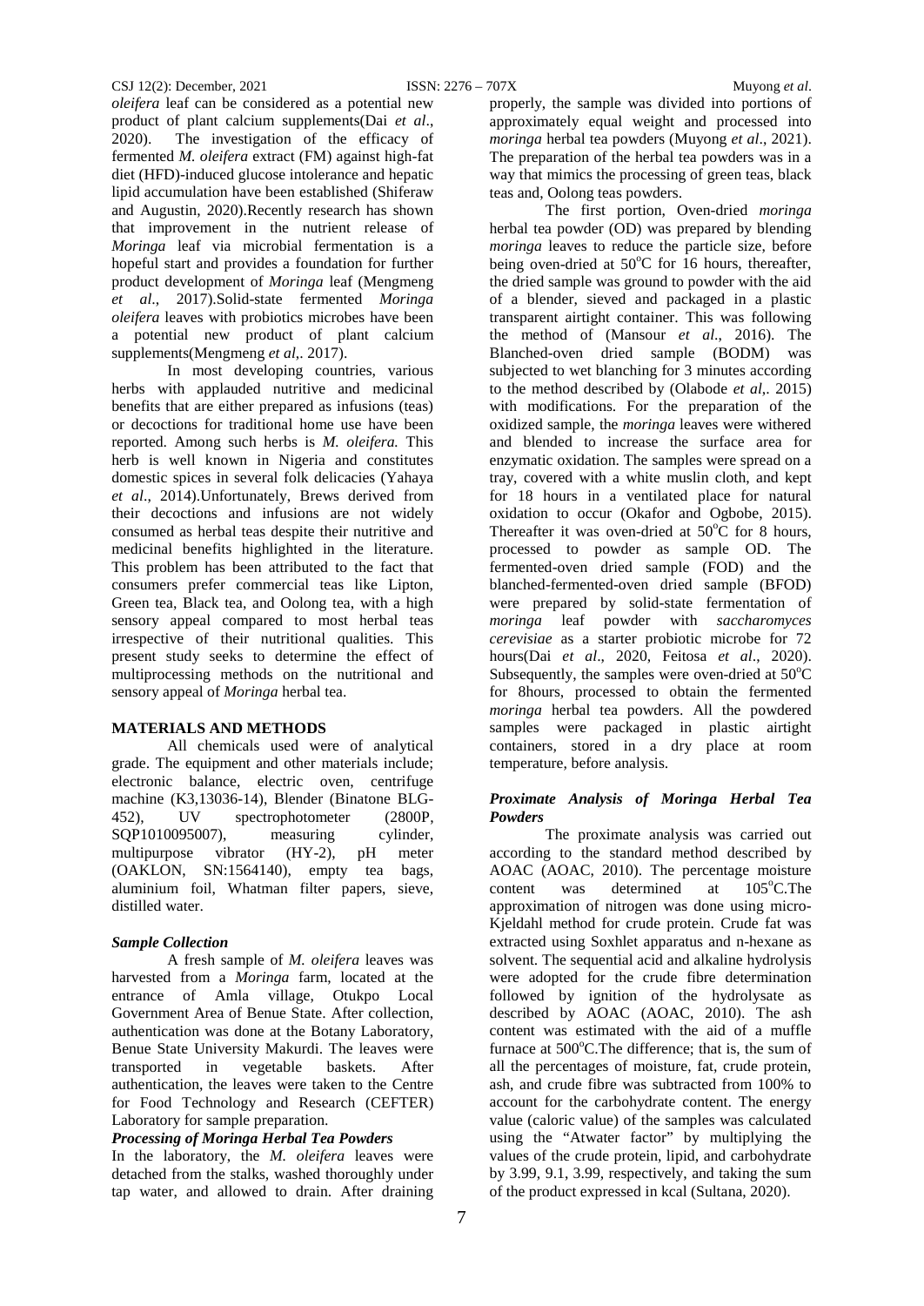*oleifera* leaf can be considered as a potential new product of plant calcium supplements(Dai *et al*., 2020). The investigation of the efficacy of fermented *M. oleifera* extract (FM) against high-fat diet (HFD)-induced glucose intolerance and hepatic lipid accumulation have been established (Shiferaw and Augustin, 2020).Recently research has shown that improvement in the nutrient release of *Moringa* leaf via microbial fermentation is a hopeful start and provides a foundation for further product development of *Moringa* leaf (Mengmeng *et al*., 2017).Solid-state fermented *Moringa oleifera* leaves with probiotics microbes have been a potential new product of plant calcium supplements(Mengmeng *et al*,. 2017).

In most developing countries, various herbs with applauded nutritive and medicinal benefits that are either prepared as infusions (teas) or decoctions for traditional home use have been reported. Among such herbs is *M. oleifera.* This herb is well known in Nigeria and constitutes domestic spices in several folk delicacies (Yahaya *et al*., 2014).Unfortunately, Brews derived from their decoctions and infusions are not widely consumed as herbal teas despite their nutritive and medicinal benefits highlighted in the literature. This problem has been attributed to the fact that consumers prefer commercial teas like Lipton, Green tea, Black tea, and Oolong tea, with a high sensory appeal compared to most herbal teas irrespective of their nutritional qualities. This present study seeks to determine the effect of multiprocessing methods on the nutritional and sensory appeal of *Moringa* herbal tea.

## MATERIALS AND METHODS

All chemicals used were of analytical grade. The equipment and other materials include; electronic balance, electric oven, centrifuge machine (K3,13036-14), Blender (Binatone BLG-452), UV spectrophotometer (2800P, SQP1010095007), measuring cylinder, multipurpose vibrator (HY-2), pH meter (OAKLON, SN:1564140), empty tea bags, aluminium foil, Whatman filter papers, sieve, distilled water.

### *Sample Collection*

A fresh sample of *M. oleifera* leaves was harvested from a *Moringa* farm, located at the entrance of Amla village, Otukpo Local Government Area of Benue State. After collection, authentication was done at the Botany Laboratory, Benue State University Makurdi. The leaves were transported in vegetable baskets. After authentication, the leaves were taken to the Centre for Food Technology and Research (CEFTER) Laboratory for sample preparation.

### *Processing of Moringa Herbal Tea Powders*

In the laboratory, the *M. oleifera* leaves were detached from the stalks, washed thoroughly under tap water, and allowed to drain. After draining properly, the sample was divided into portions of approximately equal weight and processed into *moringa* herbal tea powders (Muyong *et al*., 2021). The preparation of the herbal tea powders was in a way that mimics the processing of green teas, black teas and, Oolong teas powders.

The first portion, Oven-dried *moringa* herbal tea powder (OD) was prepared by blending *moringa* leaves to reduce the particle size, before being oven-dried at 50°C for 16 hours, thereafter, the dried sample was ground to powder with the aid of a blender, sieved and packaged in a plastic transparent airtight container. This was following the method of (Mansour *et al*., 2016). The Blanched-oven dried sample (BODM) was subjected to wet blanching for 3 minutes according to the method described by (Olabode *et al*,. 2015) with modifications. For the preparation of the oxidized sample, the *moringa* leaves were withered and blended to increase the surface area for enzymatic oxidation. The samples were spread on a tray, covered with a white muslin cloth, and kept for 18 hours in a ventilated place for natural oxidation to occur (Okafor and Ogbobe, 2015). Thereafter it was oven-dried at 50°C for 8 hours, processed to powder as sample OD. The fermented-oven dried sample (FOD) and the blanched-fermented-oven dried sample (BFOD) were prepared by solid-state fermentation of *moringa* leaf powder with *saccharomyces cerevisiae* as a starter probiotic microbe for 72 hours(Dai *et al*., 2020, Feitosa *et al*., 2020). Subsequently, the samples were oven-dried at 50°C for 8hours, processed to obtain the fermented *moringa* herbal tea powders. All the powdered samples were packaged in plastic airtight containers, stored in a dry place at room temperature, before analysis.

### *Proximate Analysis of Moringa Herbal Tea Powders*

The proximate analysis was carried out according to the standard method described by AOAC (AOAC, 2010). The percentage moisture content was determined at 105°C.The approximation of nitrogen was done using micro-Kjeldahl method for crude protein. Crude fat was extracted using Soxhlet apparatus and n-hexane as solvent. The sequential acid and alkaline hydrolysis were adopted for the crude fibre determination followed by ignition of the hydrolysate as described by AOAC (AOAC, 2010). The ash content was estimated with the aid of a muffle furnace at 500°C.The difference; that is, the sum of all the percentages of moisture, fat, crude protein, ash, and crude fibre was subtracted from 100% to account for the carbohydrate content. The energy value (caloric value) of the samples was calculated using the "Atwater factor" by multiplying the values of the crude protein, lipid, and carbohydrate by 3.99, 9.1, 3.99, respectively, and taking the sum of the product expressed in kcal (Sultana, 2020).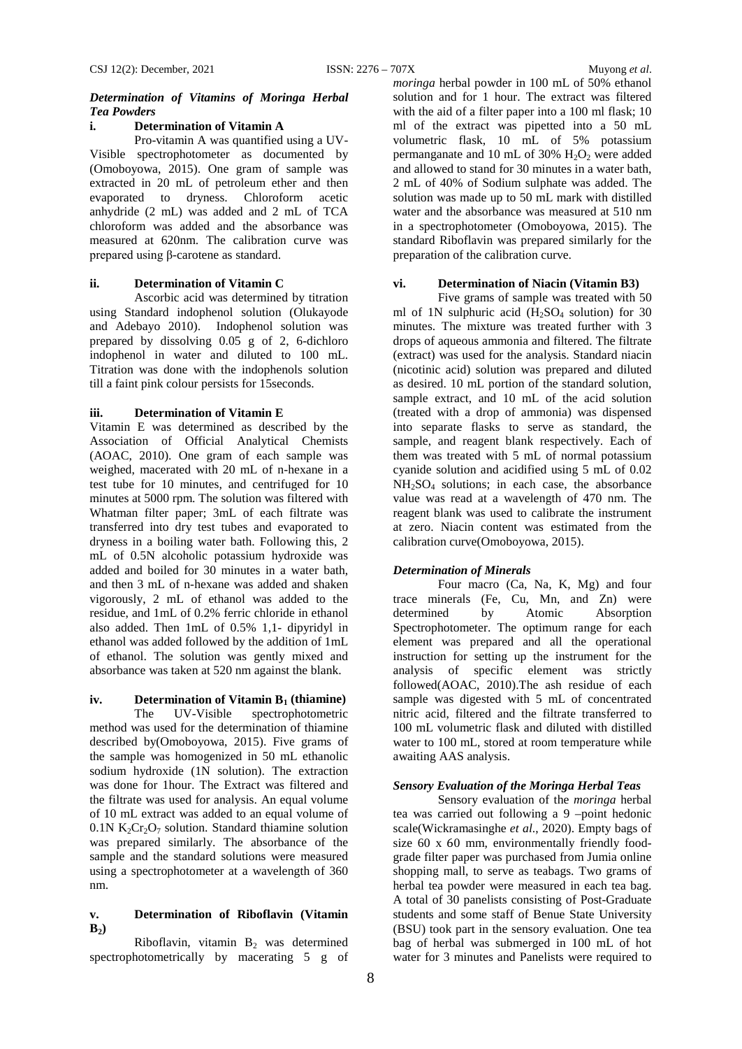### *Determination of Vitamins of Moringa Herbal Tea Powders*

#### i. Determination of Vitamin A

Pro-vitamin A was quantified using a UV-Visible spectrophotometer as documented by (Omoboyowa, 2015). One gram of sample was extracted in 20 mL of petroleum ether and then evaporated to dryness. Chloroform acetic anhydride (2 mL) was added and 2 mL of TCA chloroform was added and the absorbance was measured at 620nm. The calibration curve was prepared using β-carotene as standard.

#### ii. Determination of Vitamin C

Ascorbic acid was determined by titration using Standard indophenol solution (Olukayode and Adebayo 2010). Indophenol solution was prepared by dissolving 0.05 g of 2, 6-dichloro indophenol in water and diluted to 100 mL. Titration was done with the indophenols solution till a faint pink colour persists for 15seconds.

#### iii. Determination of Vitamin E

Vitamin E was determined as described by the Association of Official Analytical Chemists (AOAC, 2010). One gram of each sample was weighed, macerated with 20 mL of n-hexane in a test tube for 10 minutes, and centrifuged for 10 minutes at 5000 rpm. The solution was filtered with Whatman filter paper; 3mL of each filtrate was transferred into dry test tubes and evaporated to dryness in a boiling water bath. Following this, 2 mL of 0.5N alcoholic potassium hydroxide was added and boiled for 30 minutes in a water bath, and then 3 mL of n-hexane was added and shaken vigorously, 2 mL of ethanol was added to the residue, and 1mL of 0.2% ferric chloride in ethanol also added. Then 1mL of 0.5% 1,1- dipyridyl in ethanol was added followed by the addition of 1mL of ethanol. The solution was gently mixed and absorbance was taken at 520 nm against the blank.

#### iv. Determination of Vitamin $B_1$ (thiamine)

The UV-Visible spectrophotometric method was used for the determination of thiamine described by(Omoboyowa, 2015). Five grams of the sample was homogenized in 50 mL ethanolic sodium hydroxide (1N solution). The extraction was done for 1hour. The Extract was filtered and the filtrate was used for analysis. An equal volume of 10 mL extract was added to an equal volume of 0.1N $K_2Cr_2O_7$ solution. Standard thiamine solution was prepared similarly. The absorbance of the sample and the standard solutions were measured using a spectrophotometer at a wavelength of 360 nm.

#### v. Determination of Riboflavin (Vitamin $B_2$)

Riboflavin, vitamin $B_2$ was determined spectrophotometrically by macerating 5 g of *moringa* herbal powder in 100 mL of 50% ethanol solution and for 1 hour. The extract was filtered with the aid of a filter paper into a 100 ml flask; 10 ml of the extract was pipetted into a 50 mL volumetric flask, 10 mL of 5% potassium permanganate and 10 mL of 30% $H_2O_2$ were added and allowed to stand for 30 minutes in a water bath, 2 mL of 40% of Sodium sulphate was added. The solution was made up to 50 mL mark with distilled water and the absorbance was measured at 510 nm in a spectrophotometer (Omoboyowa, 2015). The standard Riboflavin was prepared similarly for the preparation of the calibration curve.

#### vi. Determination of Niacin (Vitamin B3)

Five grams of sample was treated with 50 ml of 1N sulphuric acid ($H_2SO_4$ solution) for 30 minutes. The mixture was treated further with 3 drops of aqueous ammonia and filtered. The filtrate (extract) was used for the analysis. Standard niacin (nicotinic acid) solution was prepared and diluted as desired. 10 mL portion of the standard solution, sample extract, and 10 mL of the acid solution (treated with a drop of ammonia) was dispensed into separate flasks to serve as standard, the sample, and reagent blank respectively. Each of them was treated with 5 mL of normal potassium cyanide solution and acidified using 5 mL of 0.02 $NH_2SO_4$ solutions; in each case, the absorbance value was read at a wavelength of 470 nm. The reagent blank was used to calibrate the instrument at zero. Niacin content was estimated from the calibration curve(Omoboyowa, 2015).

### *Determination of Minerals*

Four macro (Ca, Na, K, Mg) and four trace minerals (Fe, Cu, Mn, and Zn) were determined by Atomic Absorption Spectrophotometer. The optimum range for each element was prepared and all the operational instruction for setting up the instrument for the analysis of specific element was strictly followed(AOAC, 2010).The ash residue of each sample was digested with 5 mL of concentrated nitric acid, filtered and the filtrate transferred to 100 mL volumetric flask and diluted with distilled water to 100 mL, stored at room temperature while awaiting AAS analysis.

### *Sensory Evaluation of the Moringa Herbal Teas*

Sensory evaluation of the *moringa* herbal tea was carried out following a 9 –point hedonic scale(Wickramasinghe *et al*., 2020). Empty bags of size 60 x 60 mm, environmentally friendly food-grade filter paper was purchased from Jumia online shopping mall, to serve as teabags. Two grams of herbal tea powder were measured in each tea bag. A total of 30 panelists consisting of Post-Graduate students and some staff of Benue State University (BSU) took part in the sensory evaluation. One tea bag of herbal was submerged in 100 mL of hot water for 3 minutes and Panelists were required to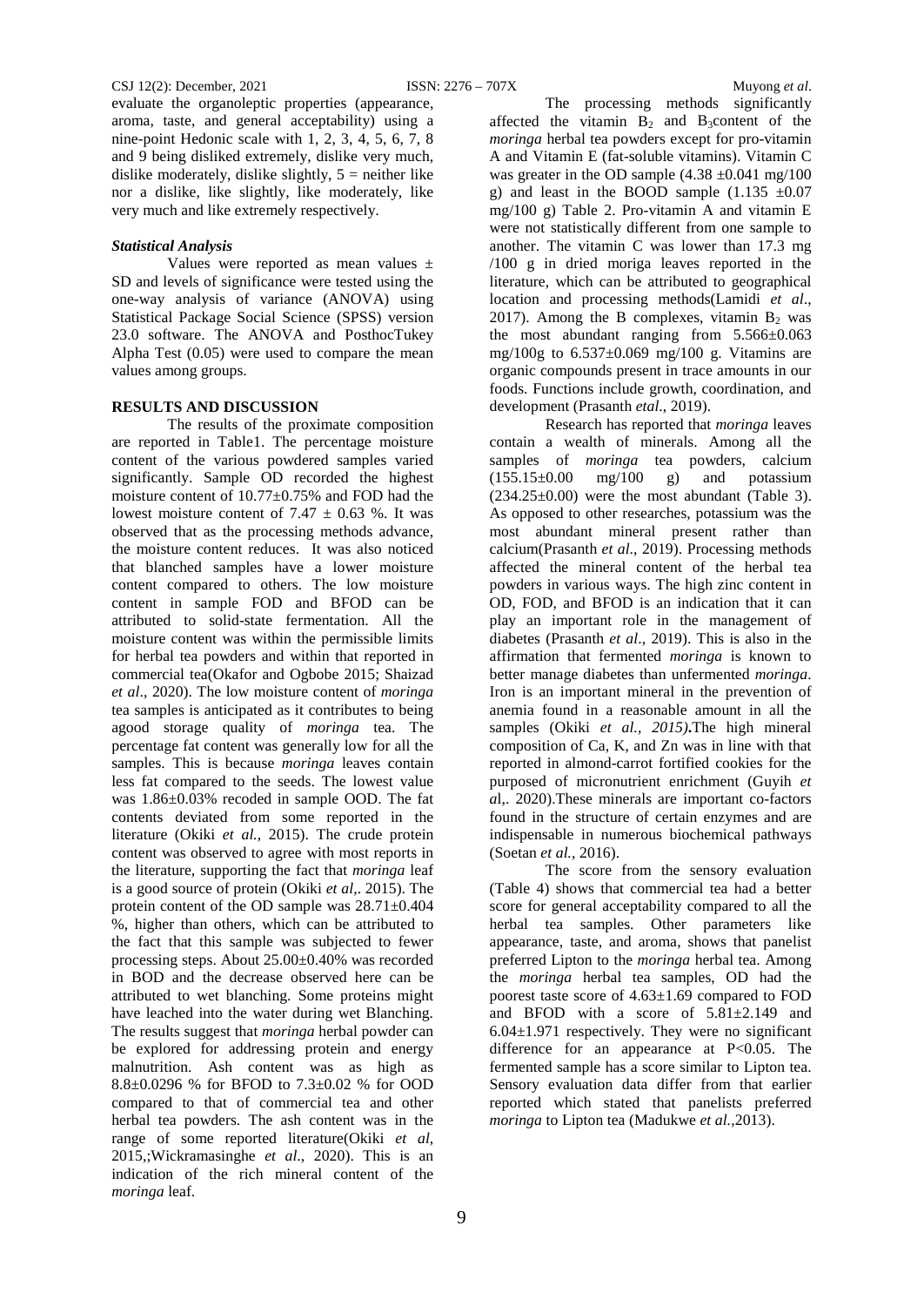evaluate the organoleptic properties (appearance, aroma, taste, and general acceptability) using a nine-point Hedonic scale with 1, 2, 3, 4, 5, 6, 7, 8 and 9 being disliked extremely, dislike very much, dislike moderately, dislike slightly, 5 = neither like nor a dislike, like slightly, like moderately, like very much and like extremely respectively.

### *Statistical Analysis*

Values were reported as mean values ± SD and levels of significance were tested using the one-way analysis of variance (ANOVA) using Statistical Package Social Science (SPSS) version 23.0 software. The ANOVA and PosthocTukey Alpha Test (0.05) were used to compare the mean values among groups.

## RESULTS AND DISCUSSION

The results of the proximate composition are reported in Table1. The percentage moisture content of the various powdered samples varied significantly. Sample OD recorded the highest moisture content of 10.77±0.75% and FOD had the lowest moisture content of 7.47 ± 0.63 %. It was observed that as the processing methods advance, the moisture content reduces. It was also noticed that blanched samples have a lower moisture content compared to others. The low moisture content in sample FOD and BFOD can be attributed to solid-state fermentation. All the moisture content was within the permissible limits for herbal tea powders and within that reported in commercial tea(Okafor and Ogbobe 2015; Shaizad *et al*., 2020). The low moisture content of *moringa* tea samples is anticipated as it contributes to being agood storage quality of *moringa* tea. The percentage fat content was generally low for all the samples. This is because *moringa* leaves contain less fat compared to the seeds. The lowest value was 1.86±0.03% recoded in sample OOD. The fat contents deviated from some reported in the literature (Okiki *et al.*, 2015). The crude protein content was observed to agree with most reports in the literature, supporting the fact that *moringa* leaf is a good source of protein (Okiki *et al*,. 2015). The protein content of the OD sample was 28.71±0.404 %, higher than others, which can be attributed to the fact that this sample was subjected to fewer processing steps. About 25.00±0.40% was recorded in BOD and the decrease observed here can be attributed to wet blanching. Some proteins might have leached into the water during wet Blanching. The results suggest that *moringa* herbal powder can be explored for addressing protein and energy malnutrition. Ash content was as high as 8.8±0.0296 % for BFOD to 7.3±0.02 % for OOD compared to that of commercial tea and other herbal tea powders. The ash content was in the range of some reported literature(Okiki *et al*, 2015,;Wickramasinghe *et al*., 2020). This is an indication of the rich mineral content of the *moringa* leaf.

The processing methods significantly affected the vitamin $B_2$ and $B_3$content of the *moringa* herbal tea powders except for pro-vitamin A and Vitamin E (fat-soluble vitamins). Vitamin C was greater in the OD sample (4.38 ±0.041 mg/100 g) and least in the BOOD sample (1.135 ±0.07 mg/100 g) Table 2. Pro-vitamin A and vitamin E were not statistically different from one sample to another. The vitamin C was lower than 17.3 mg /100 g in dried moriga leaves reported in the literature, which can be attributed to geographical location and processing methods(Lamidi *et al*., 2017). Among the B complexes, vitamin $B_2$ was the most abundant ranging from 5.566±0.063 mg/100g to 6.537±0.069 mg/100 g. Vitamins are organic compounds present in trace amounts in our foods. Functions include growth, coordination, and development (Prasanth *etal*., 2019).

Research has reported that *moringa* leaves contain a wealth of minerals. Among all the samples of *moringa* tea powders, calcium (155.15±0.00 mg/100 g) and potassium (234.25±0.00) were the most abundant (Table 3). As opposed to other researches, potassium was the most abundant mineral present rather than calcium(Prasanth *et al*., 2019). Processing methods affected the mineral content of the herbal tea powders in various ways. The high zinc content in OD, FOD, and BFOD is an indication that it can play an important role in the management of diabetes (Prasanth *et al*., 2019). This is also in the affirmation that fermented *moringa* is known to better manage diabetes than unfermented *moringa*. Iron is an important mineral in the prevention of anemia found in a reasonable amount in all the samples (Okiki *et al., 2015)***.**The high mineral composition of Ca, K, and Zn was in line with that reported in almond-carrot fortified cookies for the purposed of micronutrient enrichment (Guyih *et a*l,. 2020).These minerals are important co-factors found in the structure of certain enzymes and are indispensable in numerous biochemical pathways (Soetan *et al.,* 2016).

The score from the sensory evaluation (Table 4) shows that commercial tea had a better score for general acceptability compared to all the herbal tea samples. Other parameters like appearance, taste, and aroma, shows that panelist preferred Lipton to the *moringa* herbal tea. Among the *moringa* herbal tea samples, OD had the poorest taste score of 4.63±1.69 compared to FOD and BFOD with a score of 5.81±2.149 and 6.04±1.971 respectively. They were no significant difference for an appearance at $P<0.05$. The fermented sample has a score similar to Lipton tea. Sensory evaluation data differ from that earlier reported which stated that panelists preferred *moringa* to Lipton tea (Madukwe *et al.*,2013).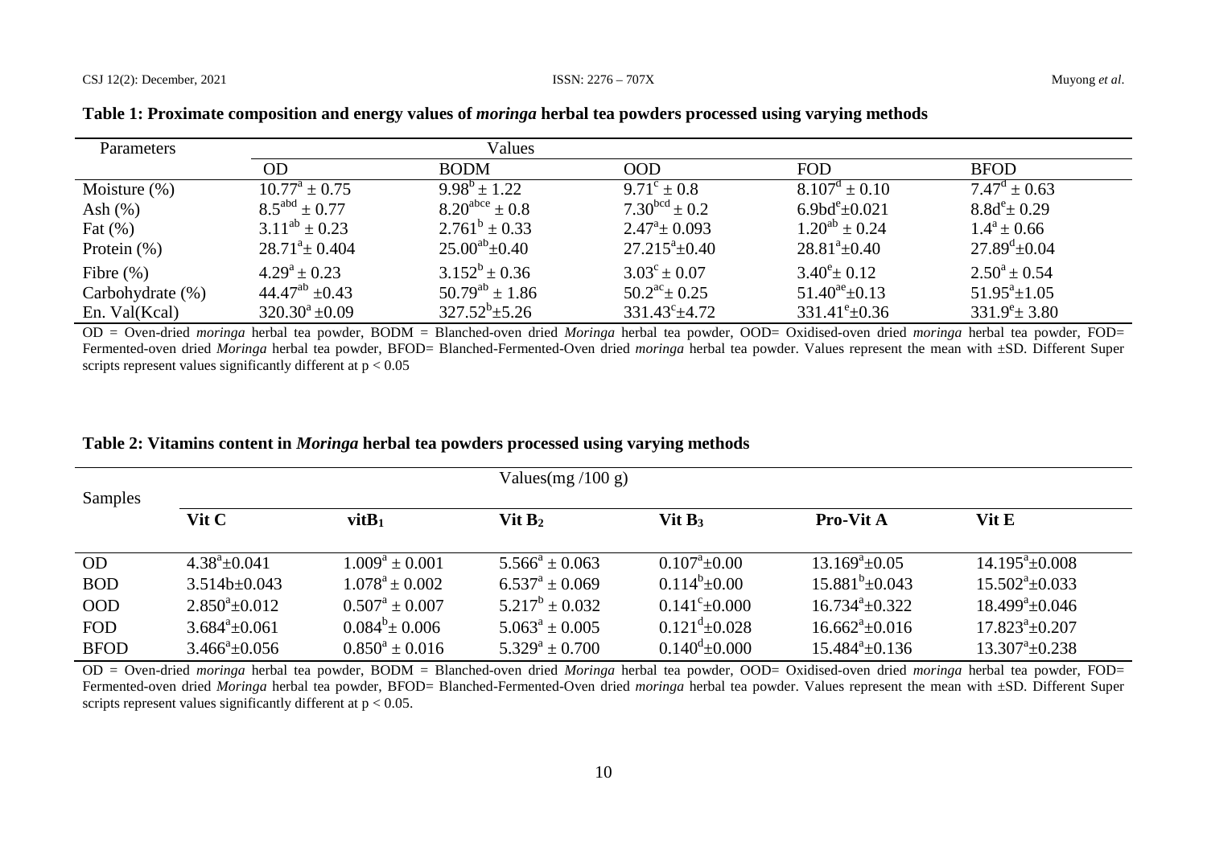**Table 1: Proximate composition and energy values of *moringa* herbal tea powders processed using varying methods**

| Parameters | Values | | | | |
|---|---|---|---|---|---|
| | OD | BODM | OOD | FOD | BFOD |
| Moisture (%) | $10.77^{a} \pm 0.75$ | $9.98^{b} \pm 1.22$ | $9.71^{c} \pm 0.8$ | $8.107^{d} \pm 0.10$ | $7.47^{d} \pm 0.63$ |
| Ash (%) | $8.5^{abd} \pm 0.77$ | $8.20^{abce} \pm 0.8$ | $7.30^{bcd} \pm 0.2$ | $6.9bd^{e} \pm 0.021$ | $8.8d^{e} \pm 0.29$ |
| Fat (%) | $3.11^{ab} \pm 0.23$ | $2.761^{b} \pm 0.33$ | $2.47^{a} \pm 0.093$ | $1.20^{ab} \pm 0.24$ | $1.4^{a} \pm 0.66$ |
| Protein (%) | $28.71^{a} \pm 0.404$ | $25.00^{ab} \pm 0.40$ | $27.215^{a} \pm 0.40$ | $28.81^{a} \pm 0.40$ | $27.89^{d} \pm 0.04$ |
| Fibre (%) | $4.29^{a} \pm 0.23$ | $3.152^{b} \pm 0.36$ | $3.03^{c} \pm 0.07$ | $3.40^{e} \pm 0.12$ | $2.50^{a} \pm 0.54$ |
| Carbohydrate (%) | $44.47^{ab} \pm 0.43$ | $50.79^{ab} \pm 1.86$ | $50.2^{ac} \pm 0.25$ | $51.40^{ae} \pm 0.13$ | $51.95^{a} \pm 1.05$ |
| En. Val(Kcal) | $320.30^{a} \pm 0.09$ | $327.52^{b} \pm 5.26$ | $331.43^{c} \pm 4.72$ | $331.41^{e} \pm 0.36$ | $331.9^{e} \pm 3.80$ |

OD = Oven-dried *moringa* herbal tea powder, BODM = Blanched-oven dried *Moringa* herbal tea powder, OOD= Oxidised-oven dried *moringa* herbal tea powder, FOD= Fermented-oven dried *Moringa* herbal tea powder, BFOD= Blanched-Fermented-Oven dried *moringa* herbal tea powder. Values represent the mean with ±SD. Different Super scripts represent values significantly different at $p < 0.05$

**Table 2: Vitamins content in *Moringa* herbal tea powders processed using varying methods**

| Samples | Values(mg /100 g) | | | | | |
|---|---|---|---|---|---|---|
| | **Vit C** | **vit$B_1$** | **Vit $B_2$** | **Vit $B_3$** | **Pro-Vit A** | **Vit E** |
| OD | $4.38^{a} \pm 0.041$ | $1.009^{a} \pm 0.001$ | $5.566^{a} \pm 0.063$ | $0.107^{a} \pm 0.00$ | $13.169^{a} \pm 0.05$ | $14.195^{a} \pm 0.008$ |
| BOD | 3.514b±0.043 | $1.078^{a} \pm 0.002$ | $6.537^{a} \pm 0.069$ | $0.114^{b} \pm 0.00$ | $15.881^{b} \pm 0.043$ | $15.502^{a} \pm 0.033$ |
| OOD | $2.850^{a} \pm 0.012$ | $0.507^{a} \pm 0.007$ | $5.217^{b} \pm 0.032$ | $0.141^{c} \pm 0.000$ | $16.734^{a} \pm 0.322$ | $18.499^{a} \pm 0.046$ |
| FOD | $3.684^{a} \pm 0.061$ | $0.084^{b} \pm 0.006$ | $5.063^{a} \pm 0.005$ | $0.121^{d} \pm 0.028$ | $16.662^{a} \pm 0.016$ | $17.823^{a} \pm 0.207$ |
| BFOD | $3.466^{a} \pm 0.056$ | $0.850^{a} \pm 0.016$ | $5.329^{a} \pm 0.700$ | $0.140^{d} \pm 0.000$ | $15.484^{a} \pm 0.136$ | $13.307^{a} \pm 0.238$ |

OD = Oven-dried *moringa* herbal tea powder, BODM = Blanched-oven dried *Moringa* herbal tea powder, OOD= Oxidised-oven dried *moringa* herbal tea powder, FOD= Fermented-oven dried *Moringa* herbal tea powder, BFOD= Blanched-Fermented-Oven dried *moringa* herbal tea powder. Values represent the mean with ±SD. Different Super scripts represent values significantly different at $p < 0.05$.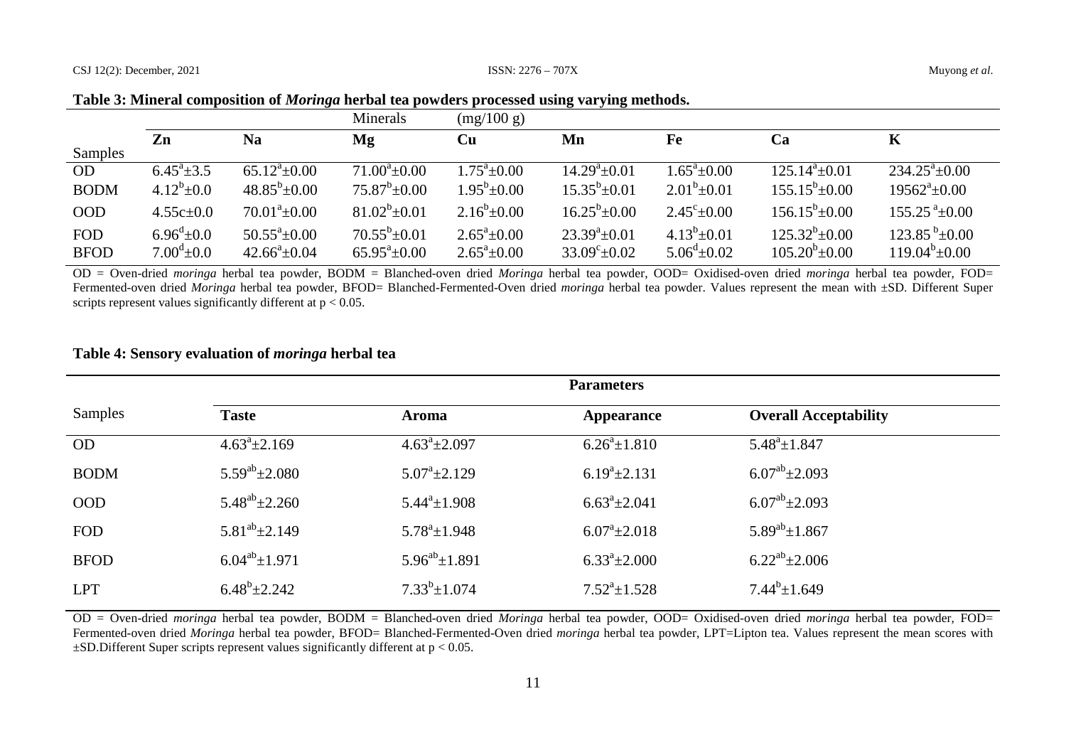**Table 3: Mineral composition of *Moringa* herbal tea powders processed using varying methods.**

| Samples | Minerals (mg/100 g) | | | | | | | |
|---|---|---|---|---|---|---|---|---|
| | **Zn** | **Na** | **Mg** | **Cu** | **Mn** | **Fe** | **Ca** | **K** |
| OD | $6.45^{a}±3.5$ | $65.12^{a}±0.00$ | $71.00^{a}±0.00$ | $1.75^{a}±0.00$ | $14.29^{a}±0.01$ | $1.65^{a}±0.00$ | $125.14^{a}±0.01$ | $234.25^{a}±0.00$ |
| BODM | $4.12^{b}±0.0$ | $48.85^{b}±0.00$ | $75.87^{b}±0.00$ | $1.95^{b}±0.00$ | $15.35^{b}±0.01$ | $2.01^{b}±0.01$ | $155.15^{b}±0.00$ | $19562^{a}±0.00$ |
| OOD | 4.55c±0.0 | $70.01^{a}±0.00$ | $81.02^{b}±0.01$ | $2.16^{b}±0.00$ | $16.25^{b}±0.00$ | $2.45^{c}±0.00$ | $156.15^{b}±0.00$ | $155.25^{a}±0.00$ |
| FOD | $6.96^{d}±0.0$ | $50.55^{a}±0.00$ | $70.55^{b}±0.01$ | $2.65^{a}±0.00$ | $23.39^{a}±0.01$ | $4.13^{b}±0.01$ | $125.32^{b}±0.00$ | $123.85^{b}±0.00$ |
| BFOD | $7.00^{d}±0.0$ | $42.66^{a}±0.04$ | $65.95^{a}±0.00$ | $2.65^{a}±0.00$ | $33.09^{c}±0.02$ | $5.06^{d}±0.02$ | $105.20^{b}±0.00$ | $119.04^{b}±0.00$ |

OD = Oven-dried *moringa* herbal tea powder, BODM = Blanched-oven dried *Moringa* herbal tea powder, OOD= Oxidised-oven dried *moringa* herbal tea powder, FOD= Fermented-oven dried *Moringa* herbal tea powder, BFOD= Blanched-Fermented-Oven dried *moringa* herbal tea powder. Values represent the mean with ±SD. Different Super scripts represent values significantly different at $p < 0.05$.

**Table 4: Sensory evaluation of *moringa* herbal tea**

| Samples | Parameters | | | |
|---|---|---|---|---|
| | **Taste** | **Aroma** | **Appearance** | **Overall Acceptability** |
| OD | $4.63^{a}±2.169$ | $4.63^{a}±2.097$ | $6.26^{a}±1.810$ | $5.48^{a}±1.847$ |
| BODM | $5.59^{ab}±2.080$ | $5.07^{a}±2.129$ | $6.19^{a}±2.131$ | $6.07^{ab}±2.093$ |
| OOD | $5.48^{ab}±2.260$ | $5.44^{a}±1.908$ | $6.63^{a}±2.041$ | $6.07^{ab}±2.093$ |
| FOD | $5.81^{ab}±2.149$ | $5.78^{a}±1.948$ | $6.07^{a}±2.018$ | $5.89^{ab}±1.867$ |
| BFOD | $6.04^{ab}±1.971$ | $5.96^{ab}±1.891$ | $6.33^{a}±2.000$ | $6.22^{ab}±2.006$ |
| LPT | $6.48^{b}±2.242$ | $7.33^{b}±1.074$ | $7.52^{a}±1.528$ | $7.44^{b}±1.649$ |

OD = Oven-dried *moringa* herbal tea powder, BODM = Blanched-oven dried *Moringa* herbal tea powder, OOD= Oxidised-oven dried *moringa* herbal tea powder, FOD= Fermented-oven dried *Moringa* herbal tea powder, BFOD= Blanched-Fermented-Oven dried *moringa* herbal tea powder, LPT=Lipton tea. Values represent the mean scores with ±SD.Different Super scripts represent values significantly different at $p < 0.05$.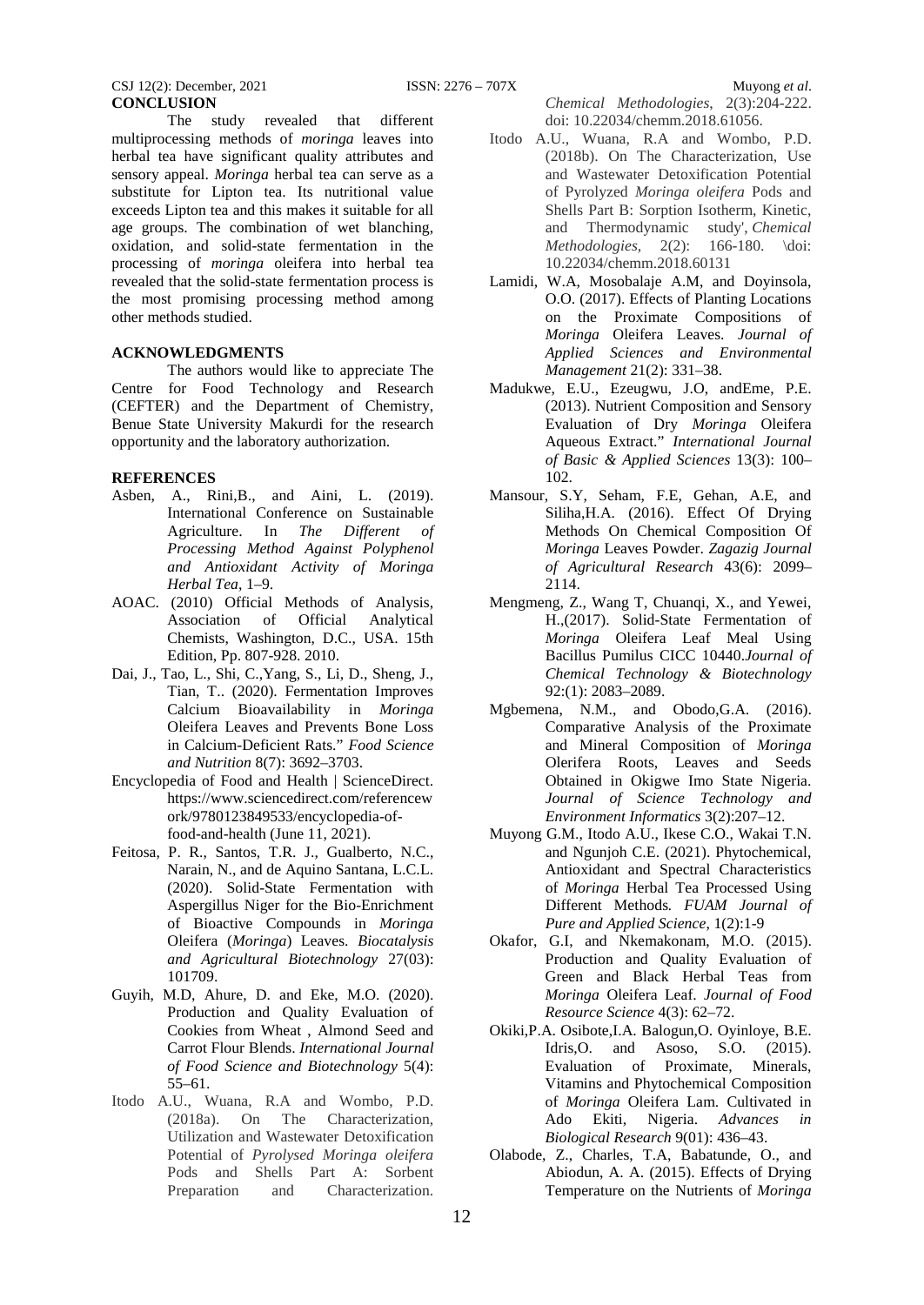## CONCLUSION

The study revealed that different multiprocessing methods of *moringa* leaves into herbal tea have significant quality attributes and sensory appeal. *Moringa* herbal tea can serve as a substitute for Lipton tea. Its nutritional value exceeds Lipton tea and this makes it suitable for all age groups. The combination of wet blanching, oxidation, and solid-state fermentation in the processing of *moringa* oleifera into herbal tea revealed that the solid-state fermentation process is the most promising processing method among other methods studied.

## ACKNOWLEDGMENTS

The authors would like to appreciate The Centre for Food Technology and Research (CEFTER) and the Department of Chemistry, Benue State University Makurdi for the research opportunity and the laboratory authorization.

## REFERENCES

Asben, A., Rini,B., and Aini, L. (2019). International Conference on Sustainable Agriculture. In *The Different of Processing Method Against Polyphenol and Antioxidant Activity of Moringa Herbal Tea*, 1–9.

AOAC. (2010) Official Methods of Analysis, Association of Official Analytical Chemists, Washington, D.C., USA. 15th Edition, Pp. 807-928. 2010.

Dai, J., Tao, L., Shi, C.,Yang, S., Li, D., Sheng, J., Tian, T.. (2020). Fermentation Improves Calcium Bioavailability in *Moringa* Oleifera Leaves and Prevents Bone Loss in Calcium-Deficient Rats." *Food Science and Nutrition* 8(7): 3692–3703.

Encyclopedia of Food and Health | ScienceDirect. https://www.sciencedirect.com/referencework/9780123849533/encyclopedia-of-food-and-health (June 11, 2021).

Feitosa, P. R., Santos, T.R. J., Gualberto, N.C., Narain, N., and de Aquino Santana, L.C.L. (2020). Solid-State Fermentation with Aspergillus Niger for the Bio-Enrichment of Bioactive Compounds in *Moringa* Oleifera (*Moringa*) Leaves. *Biocatalysis and Agricultural Biotechnology* 27(03): 101709.

Guyih, M.D, Ahure, D. and Eke, M.O. (2020). Production and Quality Evaluation of Cookies from Wheat , Almond Seed and Carrot Flour Blends. *International Journal of Food Science and Biotechnology* 5(4): 55–61.

Itodo A.U., Wuana, R.A and Wombo, P.D. (2018a). On The Characterization, Utilization and Wastewater Detoxification Potential of *Pyrolysed Moringa oleifera* Pods and Shells Part A: Sorbent Preparation and Characterization. *Chemical Methodologies*, 2(3):204-222. doi: 10.22034/chemm.2018.61056.

Itodo A.U., Wuana, R.A and Wombo, P.D. (2018b). On The Characterization, Use and Wastewater Detoxification Potential of Pyrolyzed *Moringa oleifera* Pods and Shells Part B: Sorption Isotherm, Kinetic, and Thermodynamic study', *Chemical Methodologies*, 2(2): 166-180. \doi: 10.22034/chemm.2018.60131

Lamidi, W.A, Mosobalaje A.M, and Doyinsola, O.O. (2017). Effects of Planting Locations on the Proximate Compositions of *Moringa* Oleifera Leaves. *Journal of Applied Sciences and Environmental Management* 21(2): 331–38.

Madukwe, E.U., Ezeugwu, J.O, andEme, P.E. (2013). Nutrient Composition and Sensory Evaluation of Dry *Moringa* Oleifera Aqueous Extract." *International Journal of Basic & Applied Sciences* 13(3): 100–102.

Mansour, S.Y, Seham, F.E, Gehan, A.E, and Siliha,H.A. (2016). Effect Of Drying Methods On Chemical Composition Of *Moringa* Leaves Powder. *Zagazig Journal of Agricultural Research* 43(6): 2099–2114.

Mengmeng, Z., Wang T, Chuanqi, X., and Yewei, H.,(2017). Solid-State Fermentation of *Moringa* Oleifera Leaf Meal Using Bacillus Pumilus CICC 10440.*Journal of Chemical Technology & Biotechnology* 92:(1): 2083–2089.

Mgbemena, N.M., and Obodo,G.A. (2016). Comparative Analysis of the Proximate and Mineral Composition of *Moringa* Olerifera Roots, Leaves and Seeds Obtained in Okigwe Imo State Nigeria. *Journal of Science Technology and Environment Informatics* 3(2):207–12.

Muyong G.M., Itodo A.U., Ikese C.O., Wakai T.N. and Ngunjoh C.E. (2021). Phytochemical, Antioxidant and Spectral Characteristics of *Moringa* Herbal Tea Processed Using Different Methods. *FUAM Journal of Pure and Applied Science*, 1(2):1-9

Okafor, G.I, and Nkemakonam, M.O. (2015). Production and Quality Evaluation of Green and Black Herbal Teas from *Moringa* Oleifera Leaf. *Journal of Food Resource Science* 4(3): 62–72.

Okiki,P.A. Osibote,I.A. Balogun,O. Oyinloye, B.E. Idris,O. and Asoso, S.O. (2015). Evaluation of Proximate, Minerals, Vitamins and Phytochemical Composition of *Moringa* Oleifera Lam. Cultivated in Ado Ekiti, Nigeria. *Advances in Biological Research* 9(01): 436–43.

Olabode, Z., Charles, T.A, Babatunde, O., and Abiodun, A. A. (2015). Effects of Drying Temperature on the Nutrients of *Moringa*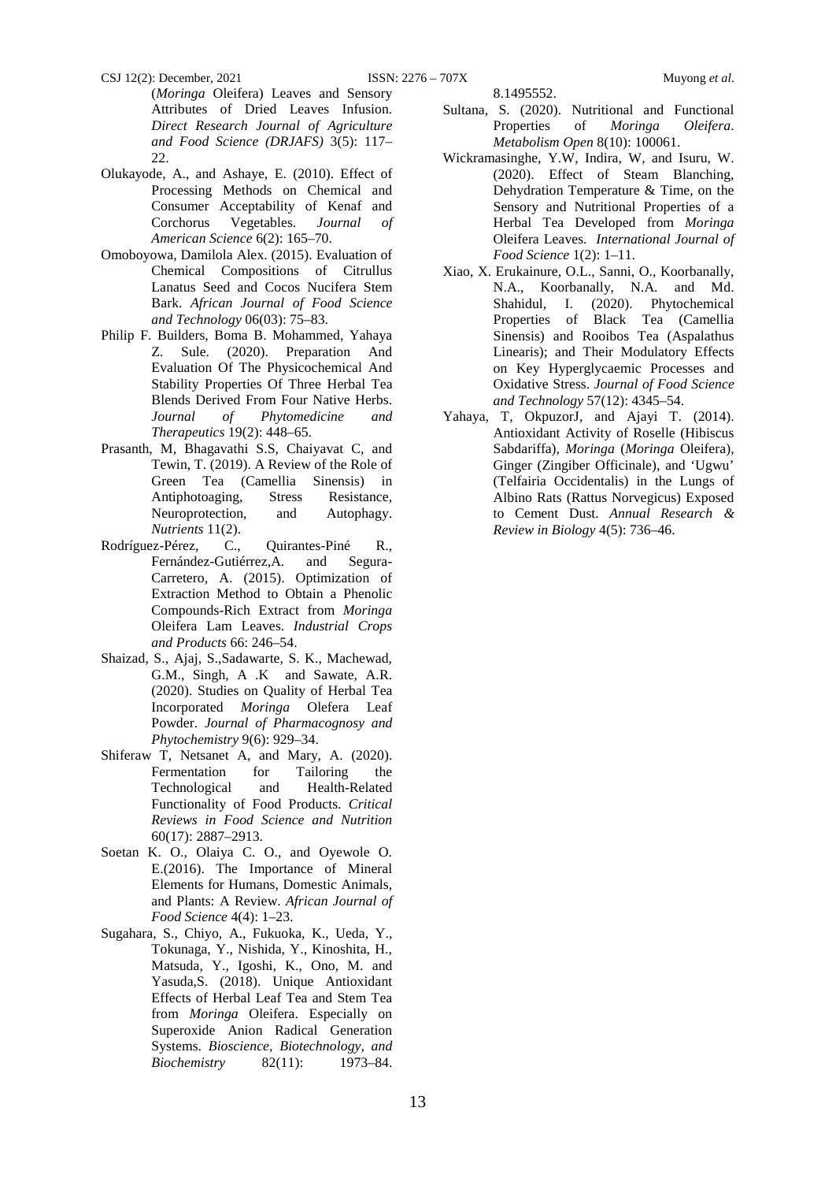(*Moringa* Oleifera) Leaves and Sensory Attributes of Dried Leaves Infusion. *Direct Research Journal of Agriculture and Food Science (DRJAFS)* 3(5): 117–22.

Olukayode, A., and Ashaye, E. (2010). Effect of Processing Methods on Chemical and Consumer Acceptability of Kenaf and Corchorus Vegetables. *Journal of American Science* 6(2): 165–70.

Omoboyowa, Damilola Alex. (2015). Evaluation of Chemical Compositions of Citrullus Lanatus Seed and Cocos Nucifera Stem Bark. *African Journal of Food Science and Technology* 06(03): 75–83.

Philip F. Builders, Boma B. Mohammed, Yahaya Z. Sule. (2020). Preparation And Evaluation Of The Physicochemical And Stability Properties Of Three Herbal Tea Blends Derived From Four Native Herbs. *Journal of Phytomedicine and Therapeutics* 19(2): 448–65.

Prasanth, M, Bhagavathi S.S, Chaiyavat C, and Tewin, T. (2019). A Review of the Role of Green Tea (Camellia Sinensis) in Antiphotoaging, Stress Resistance, Neuroprotection, and Autophagy. *Nutrients* 11(2).

Rodríguez-Pérez, C., Quirantes-Piné R., Fernández-Gutiérrez,A. and Segura-Carretero, A. (2015). Optimization of Extraction Method to Obtain a Phenolic Compounds-Rich Extract from *Moringa* Oleifera Lam Leaves. *Industrial Crops and Products* 66: 246–54.

Shaizad, S., Ajaj, S.,Sadawarte, S. K., Machewad, G.M., Singh, A .K and Sawate, A.R. (2020). Studies on Quality of Herbal Tea Incorporated *Moringa* Olefera Leaf Powder. *Journal of Pharmacognosy and Phytochemistry* 9(6): 929–34.

Shiferaw T, Netsanet A, and Mary, A. (2020). Fermentation for Tailoring the Technological and Health-Related Functionality of Food Products. *Critical Reviews in Food Science and Nutrition* 60(17): 2887–2913.

Soetan K. O., Olaiya C. O., and Oyewole O. E.(2016). The Importance of Mineral Elements for Humans, Domestic Animals, and Plants: A Review. *African Journal of Food Science* 4(4): 1–23.

Sugahara, S., Chiyo, A., Fukuoka, K., Ueda, Y., Tokunaga, Y., Nishida, Y., Kinoshita, H., Matsuda, Y., Igoshi, K., Ono, M. and Yasuda,S. (2018). Unique Antioxidant Effects of Herbal Leaf Tea and Stem Tea from *Moringa* Oleifera. Especially on Superoxide Anion Radical Generation Systems. *Bioscience, Biotechnology, and Biochemistry* 82(11): 1973–84. 8.1495552.

Sultana, S. (2020). Nutritional and Functional Properties of *Moringa Oleifera*. *Metabolism Open* 8(10): 100061.

Wickramasinghe, Y.W, Indira, W, and Isuru, W. (2020). Effect of Steam Blanching, Dehydration Temperature & Time, on the Sensory and Nutritional Properties of a Herbal Tea Developed from *Moringa* Oleifera Leaves. *International Journal of Food Science* 1(2): 1–11.

Xiao, X. Erukainure, O.L., Sanni, O., Koorbanally, N.A., Koorbanally, N.A. and Md. Shahidul, I. (2020). Phytochemical Properties of Black Tea (Camellia Sinensis) and Rooibos Tea (Aspalathus Linearis); and Their Modulatory Effects on Key Hyperglycaemic Processes and Oxidative Stress. *Journal of Food Science and Technology* 57(12): 4345–54.

Yahaya, T, OkpuzorJ, and Ajayi T. (2014). Antioxidant Activity of Roselle (Hibiscus Sabdariffa), *Moringa* (*Moringa* Oleifera), Ginger (Zingiber Officinale), and 'Ugwu' (Telfairia Occidentalis) in the Lungs of Albino Rats (Rattus Norvegicus) Exposed to Cement Dust. *Annual Research & Review in Biology* 4(5): 736–46.